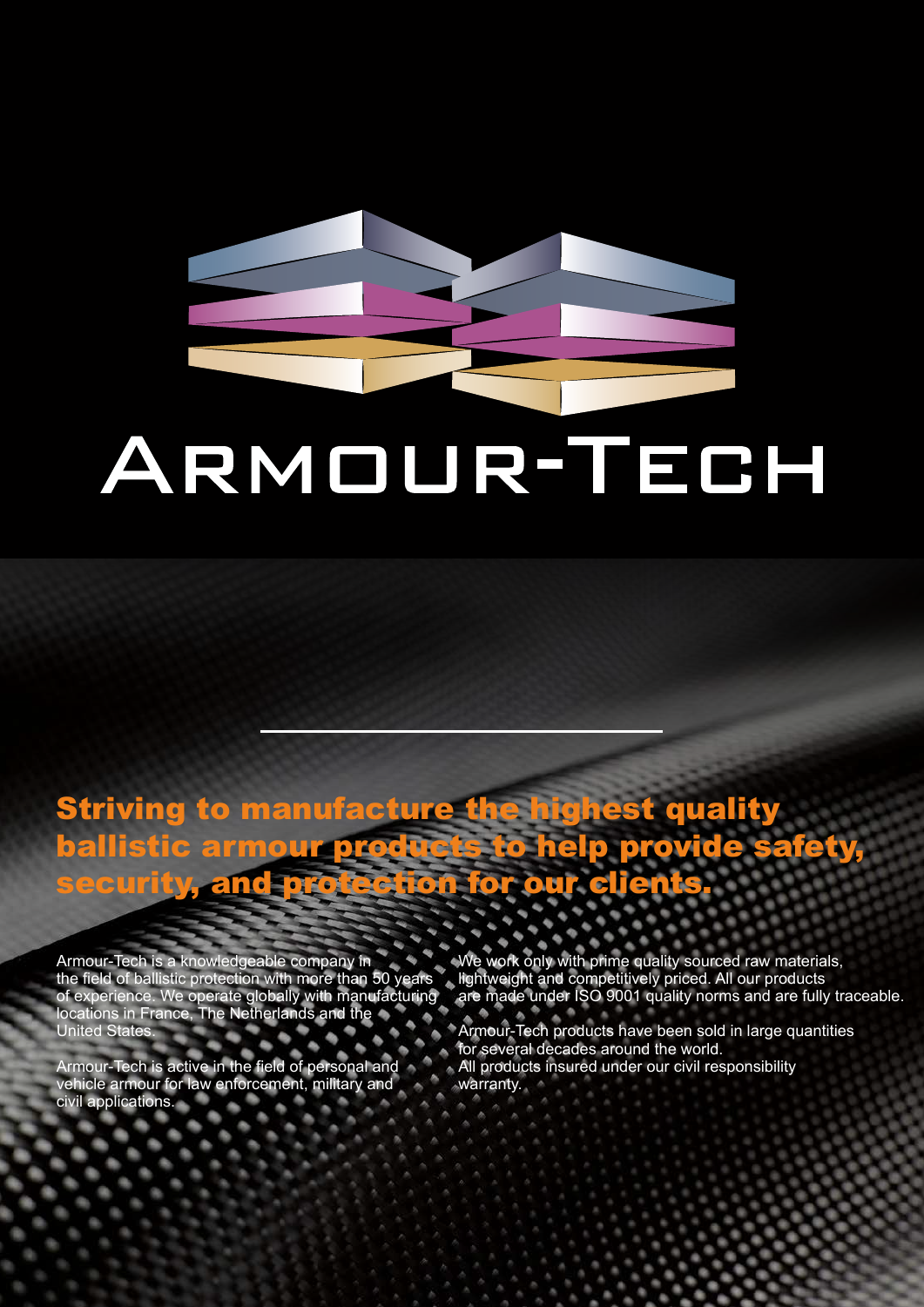# ARMOUR-TECH

## Striving to manufacture the highest quality ballistic armour products to help provide safety, security, and protection for our clients.

Armour-Tech is a knowledgeable company in the field of ballistic protection with more than 50 years of experience. We operate globally with manufacturing locations in France, The Netherlands and the United States.

Armour-Tech is active in the field of personal and vehicle armour for law enforcement, military and civil applications.

We work only with prime quality sourced raw materials, lightweight and competitively priced. All our products are made under ISO 9001 quality norms and are fully traceable.

Armour-Tech products have been sold in large quantities for several decades around the world.
All products insured under our civil responsibility warranty.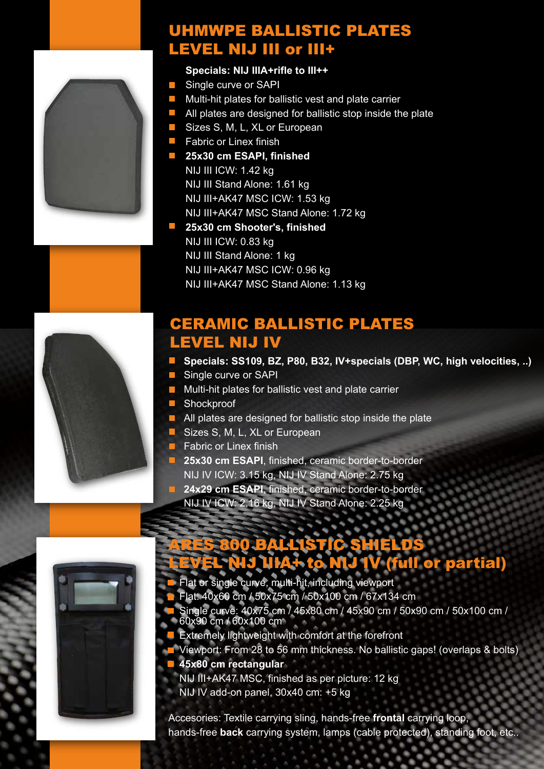## UHMWPE BALLISTIC PLATES LEVEL NIJ III or III+

**Specials: NIJ IIIA+rifle to III++**

- Single curve or SAPI
- Multi-hit plates for ballistic vest and plate carrier
- All plates are designed for ballistic stop inside the plate
- Sizes S, M, L, XL or European
- Fabric or Linex finish
- **25x30 cm ESAPI, finished**
  NIJ III ICW: 1.42 kg
  NIJ III Stand Alone: 1.61 kg
  NIJ III+AK47 MSC ICW: 1.53 kg
  NIJ III+AK47 MSC Stand Alone: 1.72 kg
- **25x30 cm Shooter's, finished**
  NIJ III ICW: 0.83 kg
  NIJ III Stand Alone: 1 kg
  NIJ III+AK47 MSC ICW: 0.96 kg
  NIJ III+AK47 MSC Stand Alone: 1.13 kg

## CERAMIC BALLISTIC PLATES LEVEL NIJ IV

- **Specials: SS109, BZ, P80, B32, IV+specials (DBP, WC, high velocities, ..)**
- Single curve or SAPI
- Multi-hit plates for ballistic vest and plate carrier
- Shockproof
- All plates are designed for ballistic stop inside the plate
- Sizes S, M, L, XL or European
- Fabric or Linex finish
- **25x30 cm ESAPI**, finished, ceramic border-to-border
  NIJ IV ICW: 3.15 kg, NIJ IV Stand Alone: 2.75 kg
- **24x29 cm ESAPI**, finished, ceramic border-to-border
  NIJ IV ICW: 2.16 kg, NIJ IV Stand Alone: 2.25 kg

## ARES 800 BALLISTIC SHIELDS LEVEL NIJ IIIA+ to NIJ IV (full or partial)

- Flat or single curve, multi-hit, including viewport
- Flat: 40x60 cm / 50x75 cm / 50x100 cm / 67x134 cm
- Single curve: 40x75 cm / 45x80 cm / 45x90 cm / 50x90 cm / 50x100 cm / 60x90 cm / 60x100 cm
- Extremely lightweight with comfort at the forefront
- Viewport: From 28 to 56 mm thickness. No ballistic gaps! (overlaps & bolts)
- **45x80 cm rectangular**
  NIJ III+AK47 MSC, finished as per picture: 12 kg
  NIJ IV add-on panel, 30x40 cm: +5 kg

Accesories: Textile carrying sling, hands-free **frontal** carrying loop, hands-free **back** carrying system, lamps (cable protected), standing foot, etc..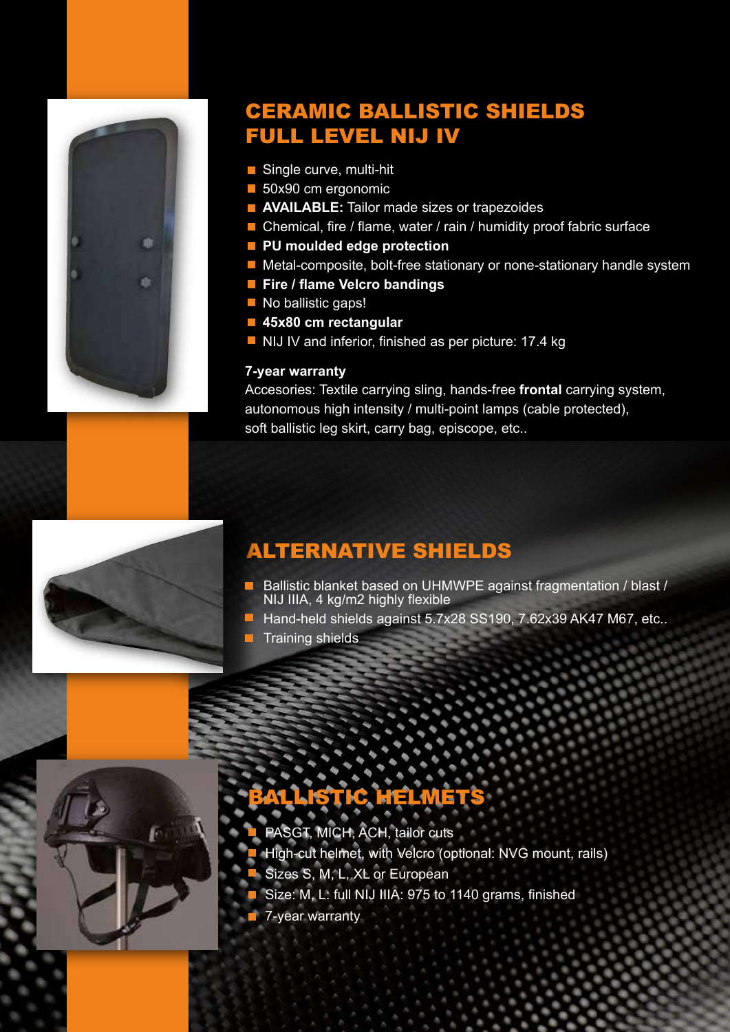## CERAMIC BALLISTIC SHIELDS FULL LEVEL NIJ IV

- Single curve, multi-hit
- 50x90 cm ergonomic
- **AVAILABLE:** Tailor made sizes or trapezoides
- Chemical, fire / flame, water / rain / humidity proof fabric surface
- **PU moulded edge protection**
- Metal-composite, bolt-free stationary or none-stationary handle system
- **Fire / flame Velcro bandings**
- No ballistic gaps!
- **45x80 cm rectangular**
- NIJ IV and inferior, finished as per picture: 17.4 kg

**7-year warranty**

Accesories: Textile carrying sling, hands-free **frontal** carrying system, autonomous high intensity / multi-point lamps (cable protected), soft ballistic leg skirt, carry bag, episcope, etc..

## ALTERNATIVE SHIELDS

- Ballistic blanket based on UHMWPE against fragmentation / blast / NIJ IIIA, 4 kg/m2 highly flexible
- Hand-held shields against 5.7x28 SS190, 7.62x39 AK47 M67, etc..
- Training shields

## BALLISTIC HELMETS

- PASGT, MICH, ACH, tailor cuts
- High-cut helmet, with Velcro (optional: NVG mount, rails)
- Sizes S, M, L, XL or European
- Size: M, L: full NIJ IIIA: 975 to 1140 grams, finished
- 7-year warranty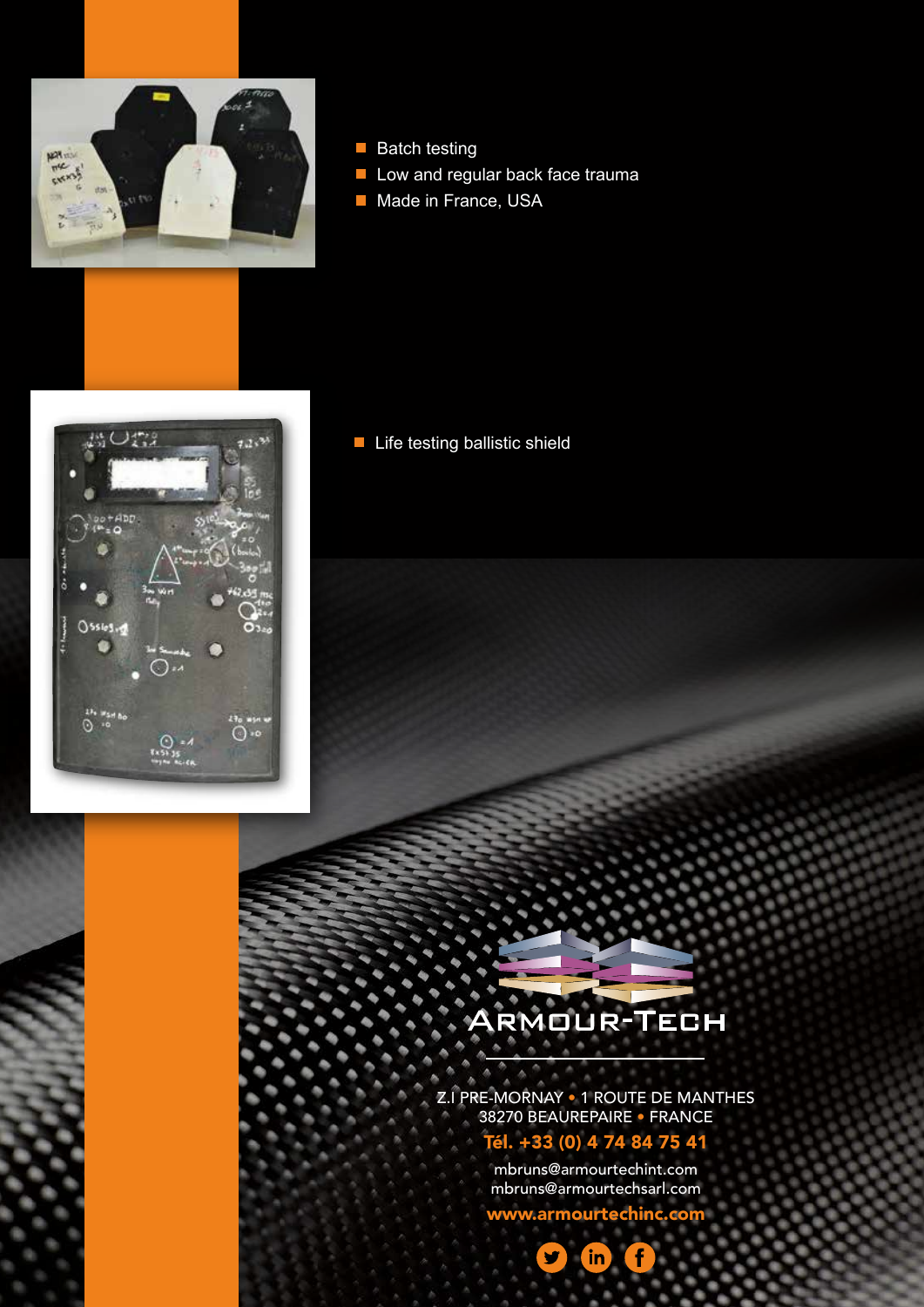- Batch testing
- Low and regular back face trauma
- Made in France, USA

- Life testing ballistic shield

ARMOUR-TECH

Z.I PRE-MORNAY • 1 ROUTE DE MANTHES
38270 BEAUREPAIRE • FRANCE

**Tél. +33 (0) 4 74 84 75 41**

mbruns@armourtechint.com
mbruns@armourtechsarl.com

**www.armourtechinc.com**